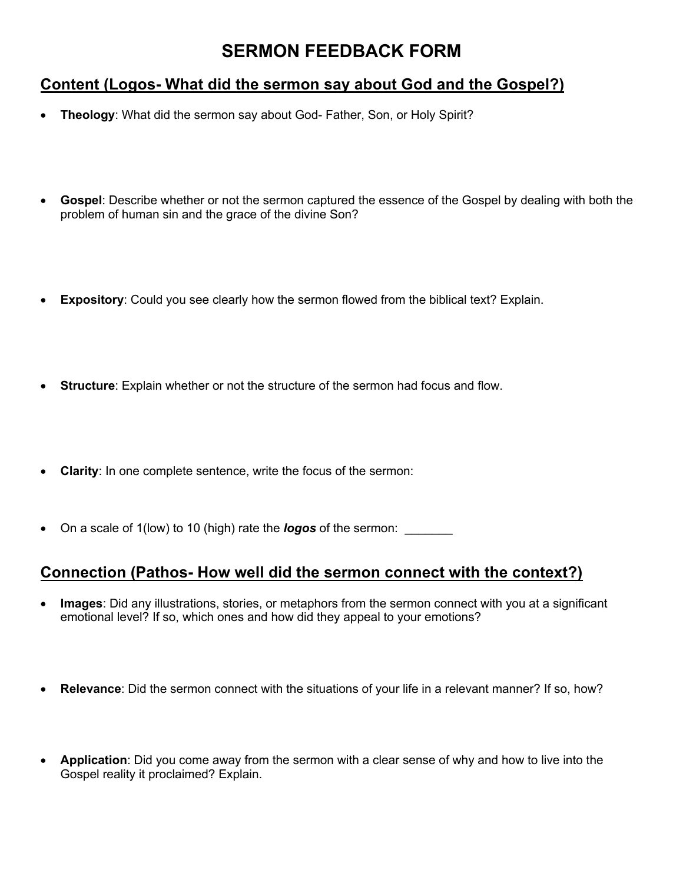# SERMON FEEDBACK FORM

## Content (Logos- What did the sermon say about God and the Gospel?)

- **Theology**: What did the sermon say about God- Father, Son, or Holy Spirit?

- **Gospel**: Describe whether or not the sermon captured the essence of the Gospel by dealing with both the problem of human sin and the grace of the divine Son?

- **Expository**: Could you see clearly how the sermon flowed from the biblical text? Explain.

- **Structure**: Explain whether or not the structure of the sermon had focus and flow.

- **Clarity**: In one complete sentence, write the focus of the sermon:

- On a scale of 1(low) to 10 (high) rate the ***logos*** of the sermon: _______

## Connection (Pathos- How well did the sermon connect with the context?)

- **Images**: Did any illustrations, stories, or metaphors from the sermon connect with you at a significant emotional level? If so, which ones and how did they appeal to your emotions?

- **Relevance**: Did the sermon connect with the situations of your life in a relevant manner? If so, how?

- **Application**: Did you come away from the sermon with a clear sense of why and how to live into the Gospel reality it proclaimed? Explain.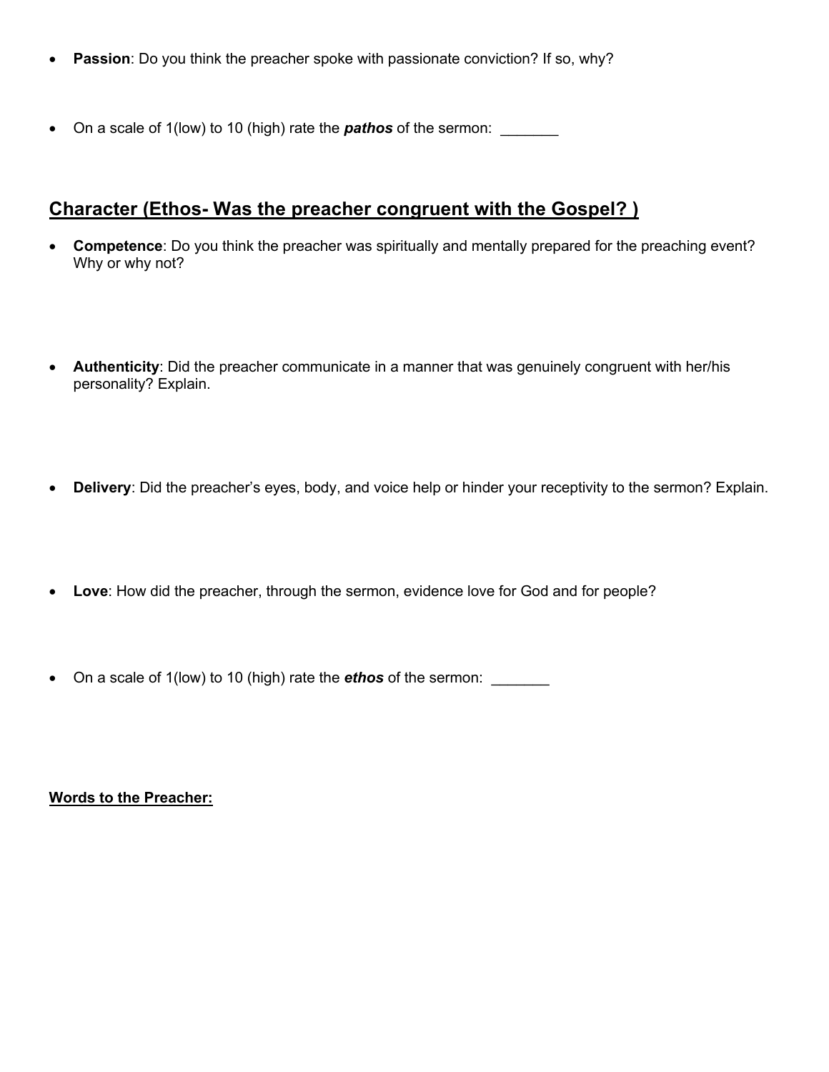- **Passion**: Do you think the preacher spoke with passionate conviction? If so, why?

- On a scale of 1(low) to 10 (high) rate the ***pathos*** of the sermon: _______

## Character (Ethos- Was the preacher congruent with the Gospel? )

- **Competence**: Do you think the preacher was spiritually and mentally prepared for the preaching event? Why or why not?

- **Authenticity**: Did the preacher communicate in a manner that was genuinely congruent with her/his personality? Explain.

- **Delivery**: Did the preacher's eyes, body, and voice help or hinder your receptivity to the sermon? Explain.

- **Love**: How did the preacher, through the sermon, evidence love for God and for people?

- On a scale of 1(low) to 10 (high) rate the ***ethos*** of the sermon: _______

**Words to the Preacher:**